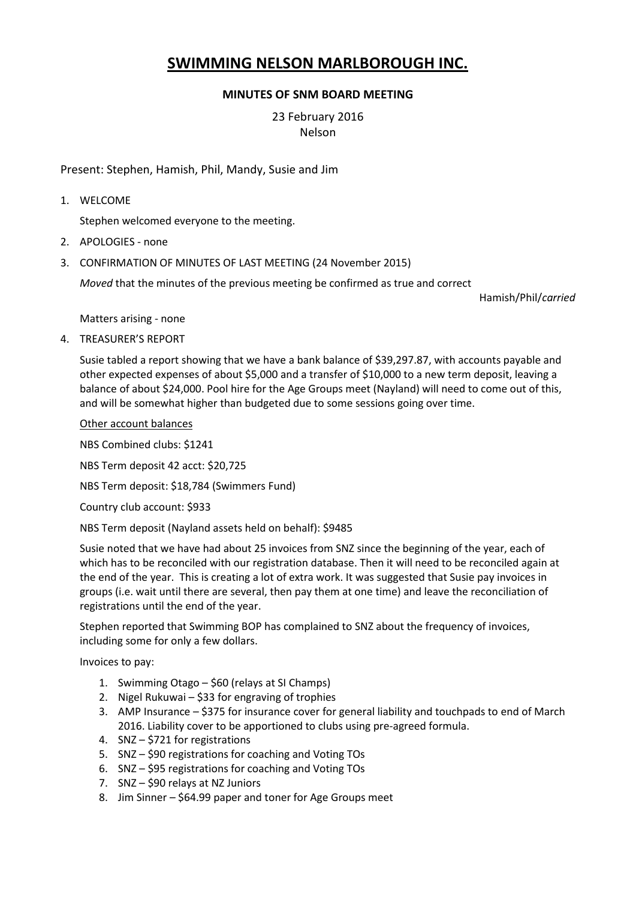# SWIMMING NELSON MARLBOROUGH INC.

### MINUTES OF SNM BOARD MEETING

23 February 2016
Nelson

Present: Stephen, Hamish, Phil, Mandy, Susie and Jim

1. WELCOME

   Stephen welcomed everyone to the meeting.

2. APOLOGIES - none

3. CONFIRMATION OF MINUTES OF LAST MEETING (24 November 2015)

   *Moved* that the minutes of the previous meeting be confirmed as true and correct

   Hamish/Phil/*carried*

   Matters arising - none

4. TREASURER'S REPORT

   Susie tabled a report showing that we have a bank balance of $39,297.87, with accounts payable and other expected expenses of about $5,000 and a transfer of $10,000 to a new term deposit, leaving a balance of about $24,000. Pool hire for the Age Groups meet (Nayland) will need to come out of this, and will be somewhat higher than budgeted due to some sessions going over time.

   Other account balances

   NBS Combined clubs: $1241

   NBS Term deposit 42 acct: $20,725

   NBS Term deposit: $18,784 (Swimmers Fund)

   Country club account: $933

   NBS Term deposit (Nayland assets held on behalf): $9485

   Susie noted that we have had about 25 invoices from SNZ since the beginning of the year, each of which has to be reconciled with our registration database. Then it will need to be reconciled again at the end of the year. This is creating a lot of extra work. It was suggested that Susie pay invoices in groups (i.e. wait until there are several, then pay them at one time) and leave the reconciliation of registrations until the end of the year.

   Stephen reported that Swimming BOP has complained to SNZ about the frequency of invoices, including some for only a few dollars.

   Invoices to pay:

   1. Swimming Otago – $60 (relays at SI Champs)
   2. Nigel Rukuwai – $33 for engraving of trophies
   3. AMP Insurance – $375 for insurance cover for general liability and touchpads to end of March 2016. Liability cover to be apportioned to clubs using pre-agreed formula.
   4. SNZ – $721 for registrations
   5. SNZ – $90 registrations for coaching and Voting TOs
   6. SNZ – $95 registrations for coaching and Voting TOs
   7. SNZ – $90 relays at NZ Juniors
   8. Jim Sinner – $64.99 paper and toner for Age Groups meet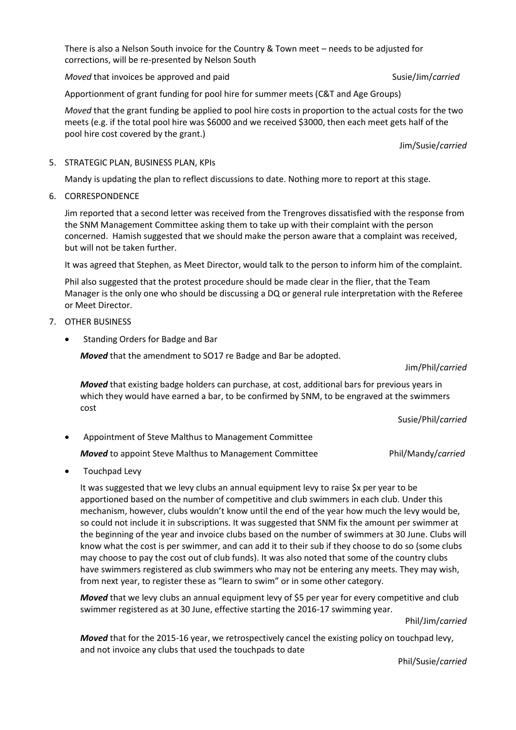There is also a Nelson South invoice for the Country & Town meet – needs to be adjusted for corrections, will be re-presented by Nelson South

*Moved* that invoices be approved and paid Susie/Jim/*carried*

Apportionment of grant funding for pool hire for summer meets (C&T and Age Groups)

*Moved* that the grant funding be applied to pool hire costs in proportion to the actual costs for the two meets (e.g. if the total pool hire was $6000 and we received $3000, then each meet gets half of the pool hire cost covered by the grant.)

Jim/Susie/*carried*

5. STRATEGIC PLAN, BUSINESS PLAN, KPIs

   Mandy is updating the plan to reflect discussions to date. Nothing more to report at this stage.

6. CORRESPONDENCE

   Jim reported that a second letter was received from the Trengroves dissatisfied with the response from the SNM Management Committee asking them to take up with their complaint with the person concerned. Hamish suggested that we should make the person aware that a complaint was received, but will not be taken further.

   It was agreed that Stephen, as Meet Director, would talk to the person to inform him of the complaint.

   Phil also suggested that the protest procedure should be made clear in the flier, that the Team Manager is the only one who should be discussing a DQ or general rule interpretation with the Referee or Meet Director.

7. OTHER BUSINESS

   - Standing Orders for Badge and Bar

     ***Moved*** that the amendment to SO17 re Badge and Bar be adopted.

     Jim/Phil/*carried*

     ***Moved*** that existing badge holders can purchase, at cost, additional bars for previous years in which they would have earned a bar, to be confirmed by SNM, to be engraved at the swimmers cost

     Susie/Phil/*carried*

   - Appointment of Steve Malthus to Management Committee

     ***Moved*** to appoint Steve Malthus to Management Committee Phil/Mandy/*carried*

   - Touchpad Levy

     It was suggested that we levy clubs an annual equipment levy to raise $x per year to be apportioned based on the number of competitive and club swimmers in each club. Under this mechanism, however, clubs wouldn't know until the end of the year how much the levy would be, so could not include it in subscriptions. It was suggested that SNM fix the amount per swimmer at the beginning of the year and invoice clubs based on the number of swimmers at 30 June. Clubs will know what the cost is per swimmer, and can add it to their sub if they choose to do so (some clubs may choose to pay the cost out of club funds). It was also noted that some of the country clubs have swimmers registered as club swimmers who may not be entering any meets. They may wish, from next year, to register these as "learn to swim" or in some other category.

     ***Moved*** that we levy clubs an annual equipment levy of $5 per year for every competitive and club swimmer registered as at 30 June, effective starting the 2016-17 swimming year.

     Phil/Jim/*carried*

     ***Moved*** that for the 2015-16 year, we retrospectively cancel the existing policy on touchpad levy, and not invoice any clubs that used the touchpads to date

     Phil/Susie/*carried*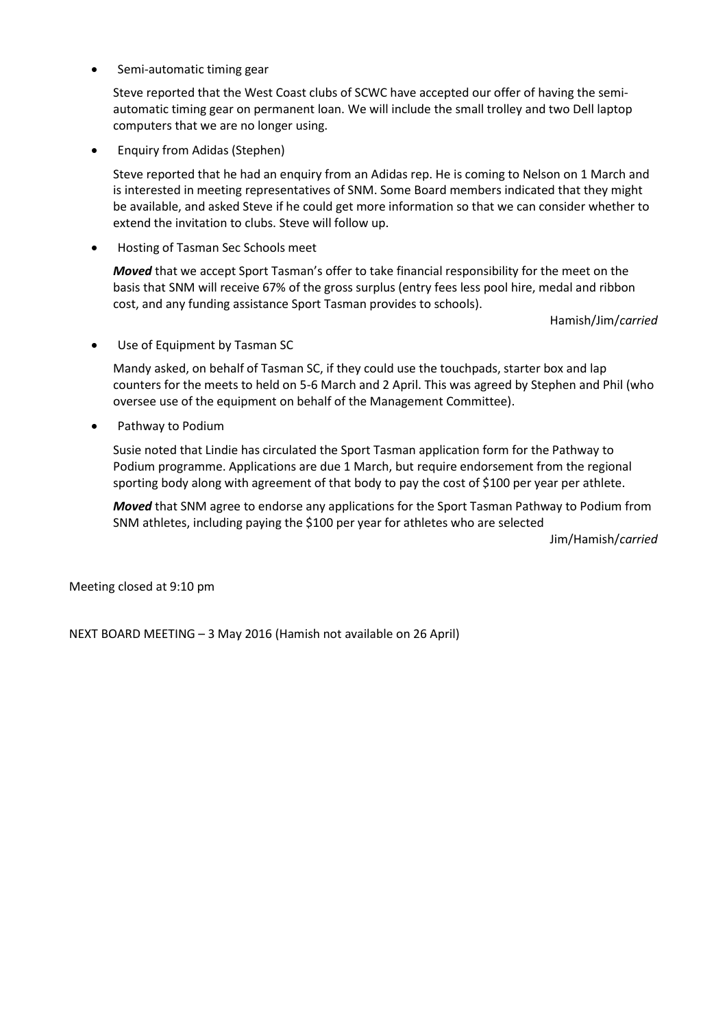- Semi-automatic timing gear

  Steve reported that the West Coast clubs of SCWC have accepted our offer of having the semi-automatic timing gear on permanent loan. We will include the small trolley and two Dell laptop computers that we are no longer using.

- Enquiry from Adidas (Stephen)

  Steve reported that he had an enquiry from an Adidas rep. He is coming to Nelson on 1 March and is interested in meeting representatives of SNM. Some Board members indicated that they might be available, and asked Steve if he could get more information so that we can consider whether to extend the invitation to clubs. Steve will follow up.

- Hosting of Tasman Sec Schools meet

  ***Moved*** that we accept Sport Tasman's offer to take financial responsibility for the meet on the basis that SNM will receive 67% of the gross surplus (entry fees less pool hire, medal and ribbon cost, and any funding assistance Sport Tasman provides to schools).

  Hamish/Jim/*carried*

- Use of Equipment by Tasman SC

  Mandy asked, on behalf of Tasman SC, if they could use the touchpads, starter box and lap counters for the meets to held on 5-6 March and 2 April. This was agreed by Stephen and Phil (who oversee use of the equipment on behalf of the Management Committee).

- Pathway to Podium

  Susie noted that Lindie has circulated the Sport Tasman application form for the Pathway to Podium programme. Applications are due 1 March, but require endorsement from the regional sporting body along with agreement of that body to pay the cost of $100 per year per athlete.

  ***Moved*** that SNM agree to endorse any applications for the Sport Tasman Pathway to Podium from SNM athletes, including paying the $100 per year for athletes who are selected

  Jim/Hamish/*carried*

Meeting closed at 9:10 pm

NEXT BOARD MEETING – 3 May 2016 (Hamish not available on 26 April)